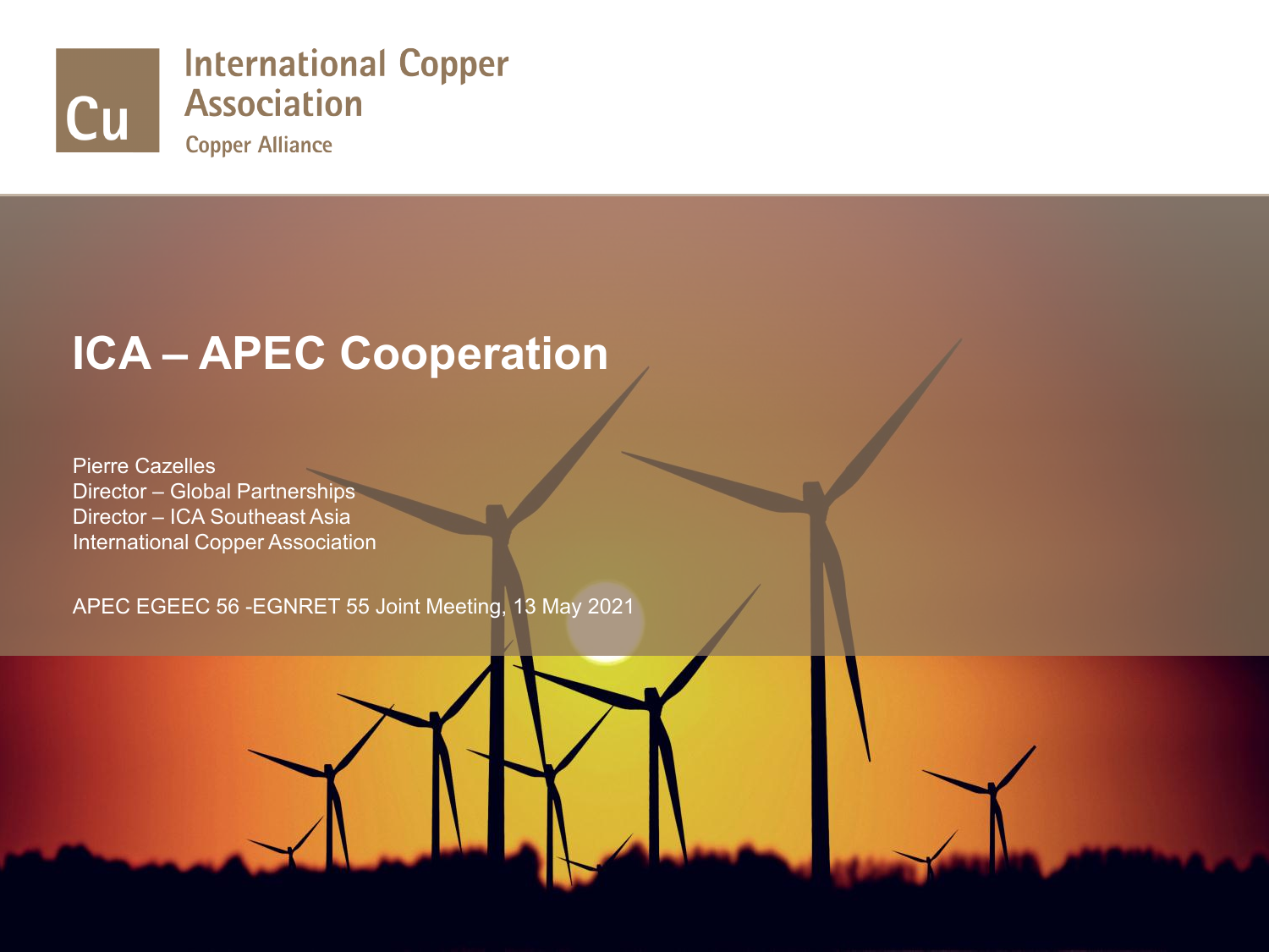International Copper Association

Copper Alliance

# ICA – APEC Cooperation

Pierre Cazelles
Director – Global Partnerships
Director – ICA Southeast Asia
International Copper Association

APEC EGEEC 56 -EGNRET 55 Joint Meeting, 13 May 2021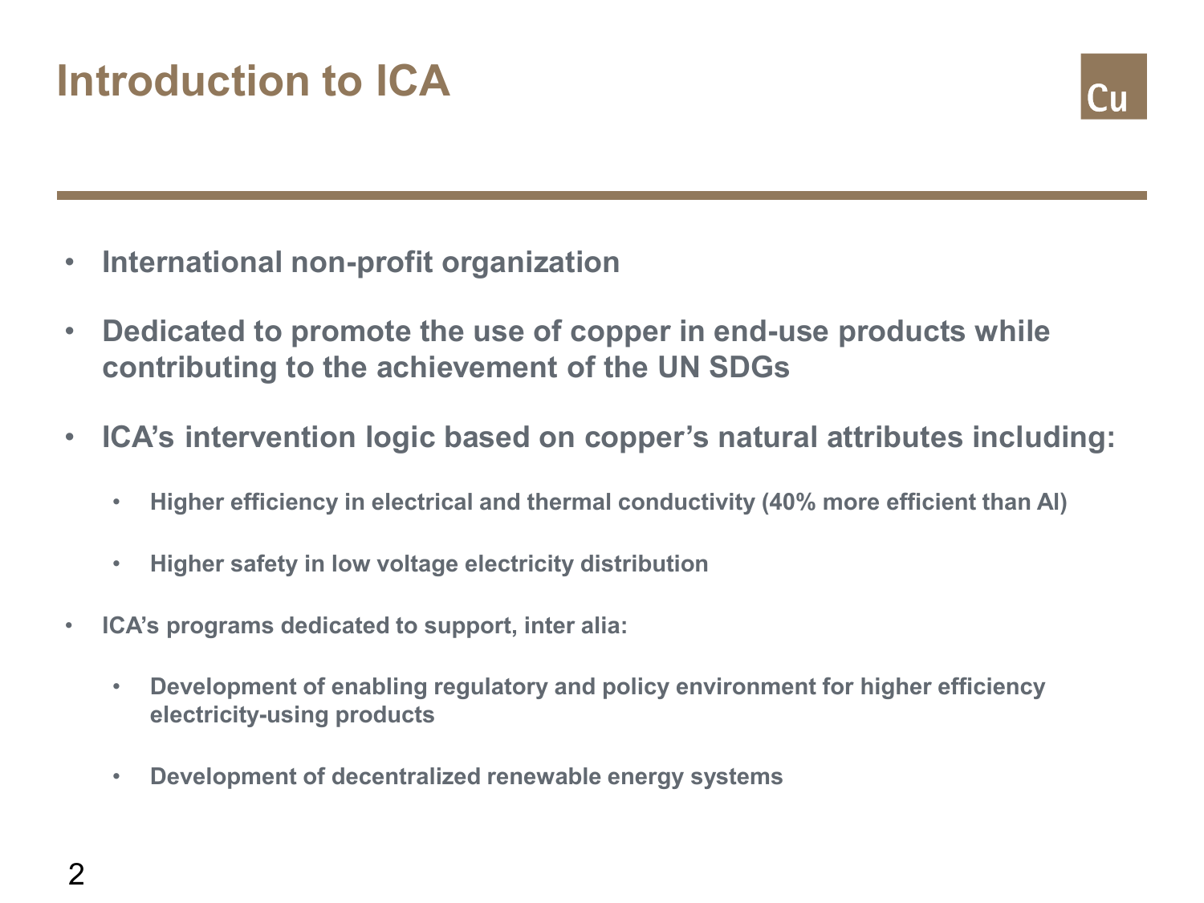# Introduction to ICA

- **International non-profit organization**
- **Dedicated to promote the use of copper in end-use products while contributing to the achievement of the UN SDGs**
- **ICA's intervention logic based on copper's natural attributes including:**
  - **Higher efficiency in electrical and thermal conductivity (40% more efficient than Al)**
  - **Higher safety in low voltage electricity distribution**
- **ICA's programs dedicated to support, inter alia:**
  - **Development of enabling regulatory and policy environment for higher efficiency electricity-using products**
  - **Development of decentralized renewable energy systems**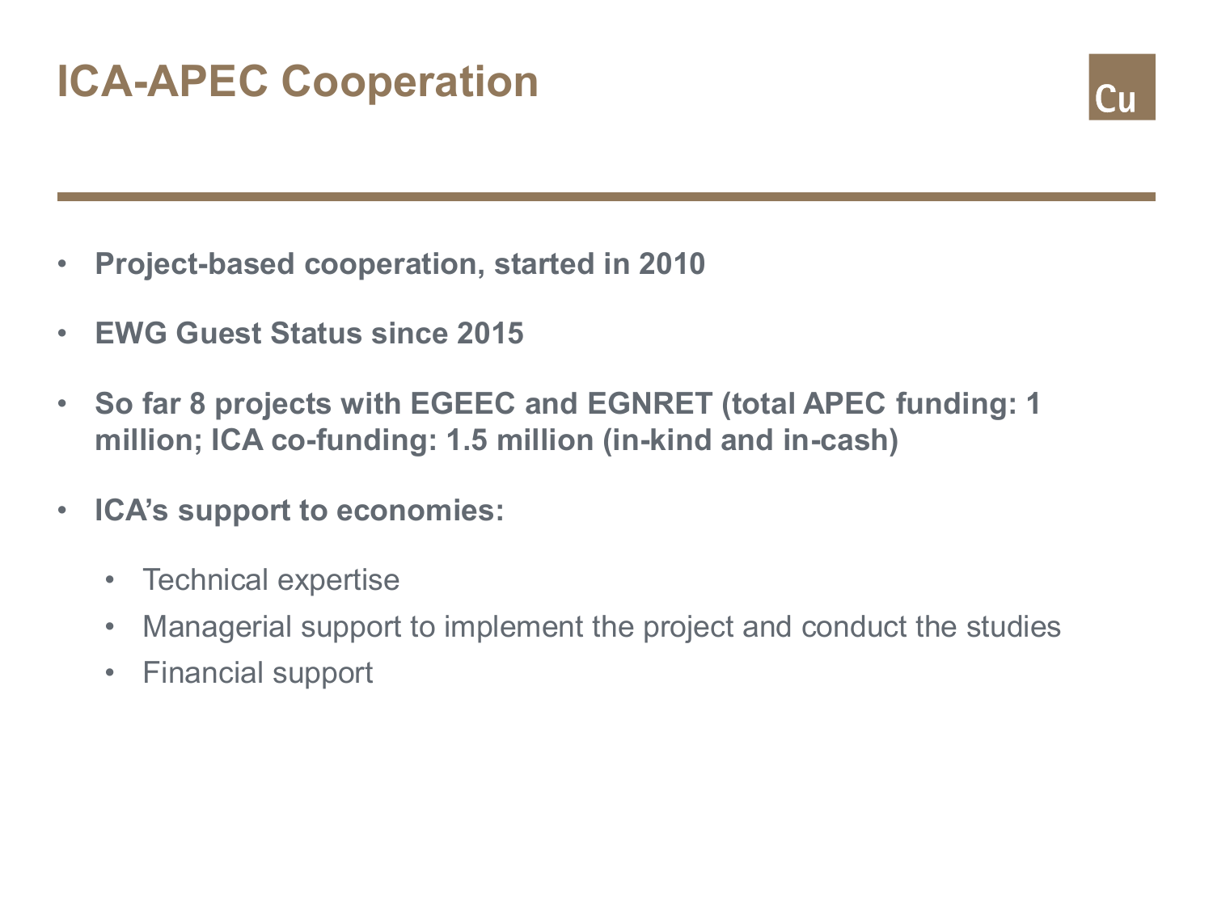# ICA-APEC Cooperation

- **Project-based cooperation, started in 2010**
- **EWG Guest Status since 2015**
- **So far 8 projects with EGEEC and EGNRET (total APEC funding: 1 million; ICA co-funding: 1.5 million (in-kind and in-cash)**
- **ICA's support to economies:**
  - Technical expertise
  - Managerial support to implement the project and conduct the studies
  - Financial support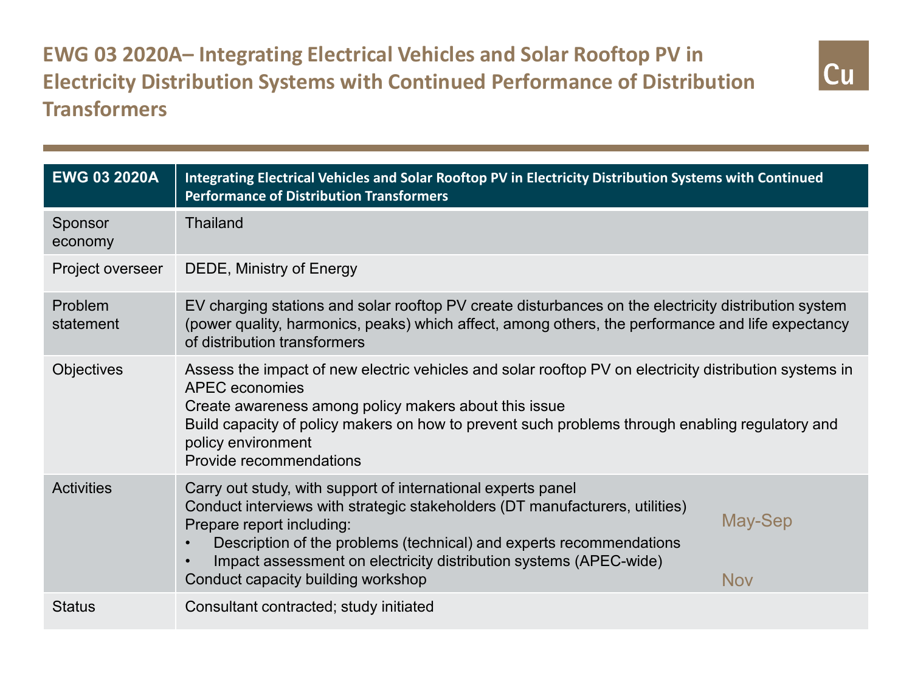# EWG 03 2020A– Integrating Electrical Vehicles and Solar Rooftop PV in Electricity Distribution Systems with Continued Performance of Distribution Transformers

| EWG 03 2020A | Integrating Electrical Vehicles and Solar Rooftop PV in Electricity Distribution Systems with Continued Performance of Distribution Transformers | |
|---|---|---|
| Sponsor economy | Thailand | |
| Project overseer | DEDE, Ministry of Energy | |
| Problem statement | EV charging stations and solar rooftop PV create disturbances on the electricity distribution system (power quality, harmonics, peaks) which affect, among others, the performance and life expectancy of distribution transformers | |
| Objectives | Assess the impact of new electric vehicles and solar rooftop PV on electricity distribution systems in APEC economies<br>Create awareness among policy makers about this issue<br>Build capacity of policy makers on how to prevent such problems through enabling regulatory and policy environment<br>Provide recommendations | |
| Activities | Carry out study, with support of international experts panel<br>Conduct interviews with strategic stakeholders (DT manufacturers, utilities)<br>Prepare report including:<br>• Description of the problems (technical) and experts recommendations<br>• Impact assessment on electricity distribution systems (APEC-wide)<br>Conduct capacity building workshop | May-Sep<br><br>Nov |
| Status | Consultant contracted; study initiated | |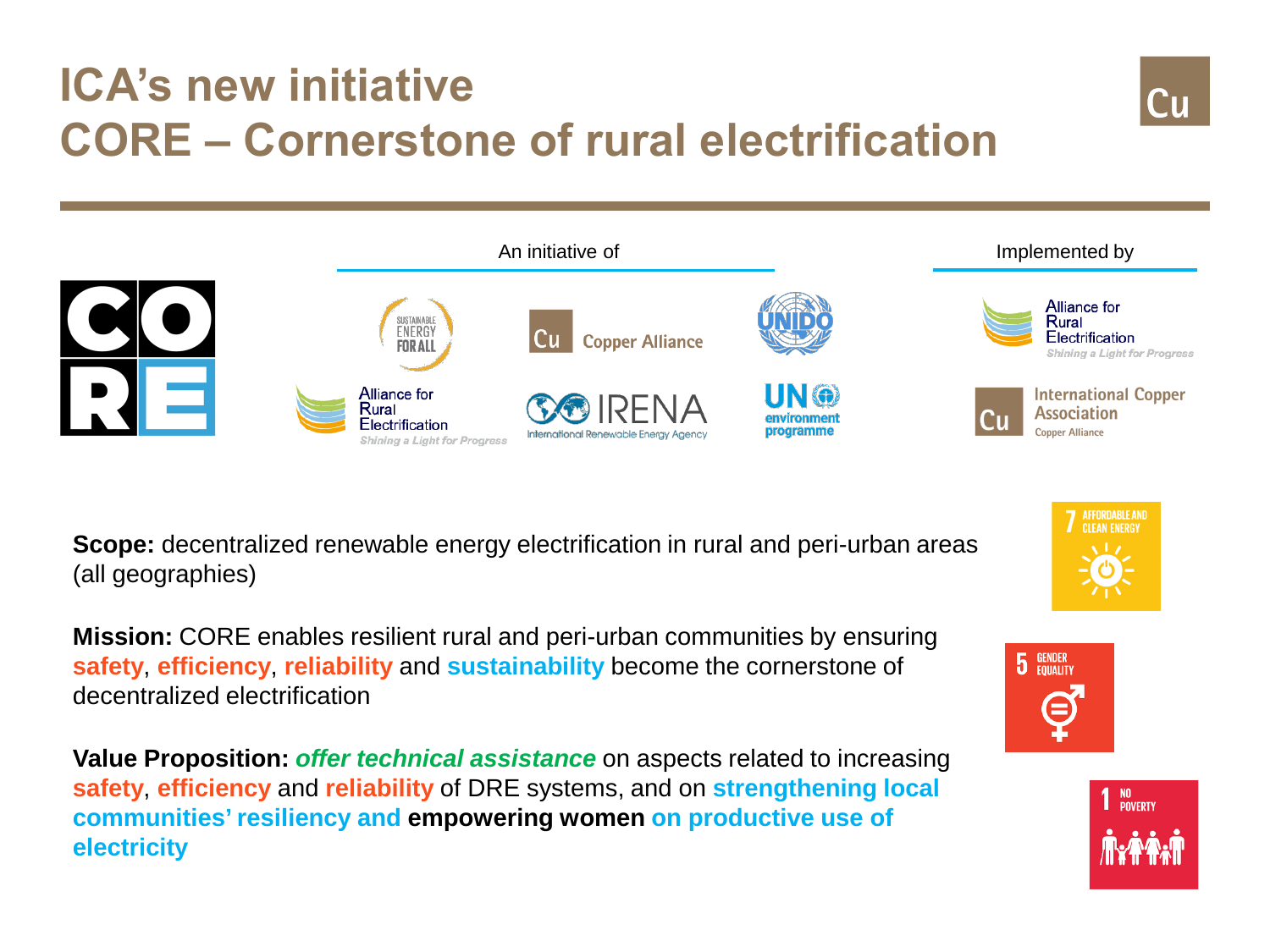# ICA's new initiative
# CORE – Cornerstone of rural electrification

An initiative of

Sustainable Energy for All | Copper Alliance | UNIDO | Alliance for Rural Electrification | IRENA International Renewable Energy Agency | UN environment programme

Implemented by

Alliance for Rural Electrification | International Copper Association

**Scope:** decentralized renewable energy electrification in rural and peri-urban areas (all geographies)

**Mission:** CORE enables resilient rural and peri-urban communities by ensuring **safety**, **efficiency**, **reliability** and **sustainability** become the cornerstone of decentralized electrification

**Value Proposition:** ***offer technical assistance*** on aspects related to increasing **safety**, **efficiency** and **reliability** of DRE systems, and on **strengthening local communities' resiliency and** **empowering women** **on productive use of electricity**

7 AFFORDABLE AND CLEAN ENERGY

5 GENDER EQUALITY

1 NO POVERTY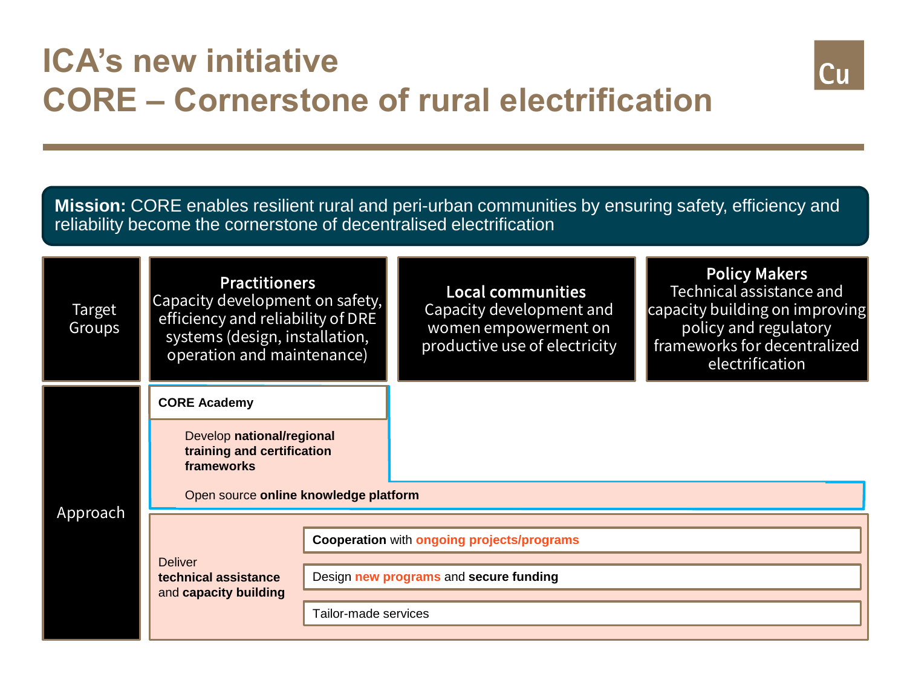# ICA's new initiative
# CORE – Cornerstone of rural electrification

Cu

**Mission:** CORE enables resilient rural and peri-urban communities by ensuring safety, efficiency and reliability become the cornerstone of decentralised electrification

| Target Groups | **Practitioners** Capacity development on safety, efficiency and reliability of DRE systems (design, installation, operation and maintenance) | **Local communities** Capacity development and women empowerment on productive use of electricity | **Policy Makers** Technical assistance and capacity building on improving policy and regulatory frameworks for decentralized electrification |
|---|---|---|---|

**Approach**

**CORE Academy**

- Develop **national/regional training and certification frameworks**
- Open source **online knowledge platform**

Deliver **technical assistance** and **capacity building**

- **Cooperation** with **ongoing projects/programs**
- Design **new programs** and **secure funding**
- Tailor-made services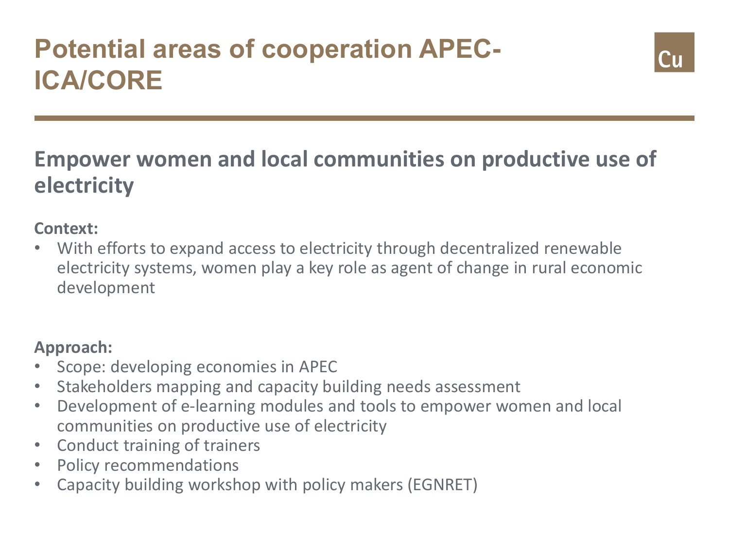# Potential areas of cooperation APEC-ICA/CORE

## Empower women and local communities on productive use of electricity

**Context:**

- With efforts to expand access to electricity through decentralized renewable electricity systems, women play a key role as agent of change in rural economic development

**Approach:**

- Scope: developing economies in APEC
- Stakeholders mapping and capacity building needs assessment
- Development of e-learning modules and tools to empower women and local communities on productive use of electricity
- Conduct training of trainers
- Policy recommendations
- Capacity building workshop with policy makers (EGNRET)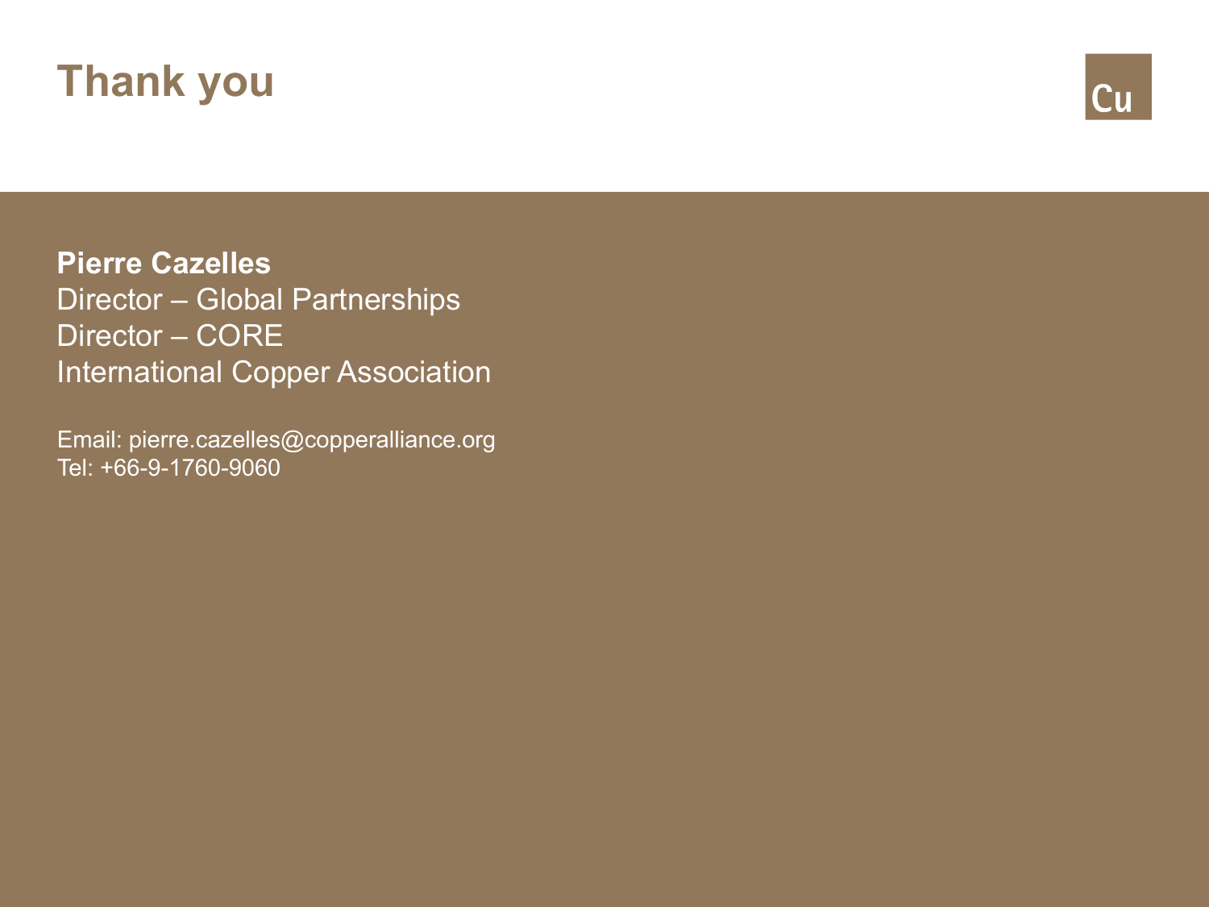# Thank you

Cu

**Pierre Cazelles**
Director – Global Partnerships
Director – CORE
International Copper Association

Email: pierre.cazelles@copperalliance.org
Tel: +66-9-1760-9060